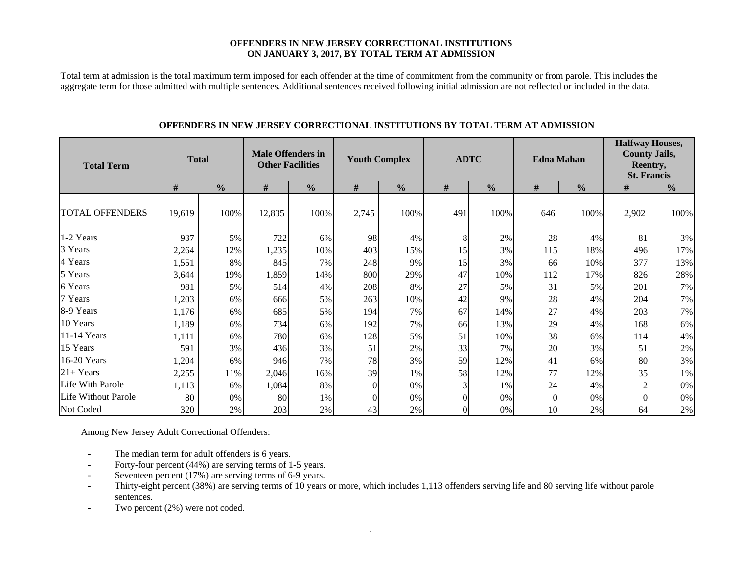**OFFENDERS IN NEW JERSEY CORRECTIONAL INSTITUTIONS**
**ON JANUARY 3, 2017, BY TOTAL TERM AT ADMISSION**

Total term at admission is the total maximum term imposed for each offender at the time of commitment from the community or from parole. This includes the aggregate term for those admitted with multiple sentences. Additional sentences received following initial admission are not reflected or included in the data.

**OFFENDERS IN NEW JERSEY CORRECTIONAL INSTITUTIONS BY TOTAL TERM AT ADMISSION**

| Total Term | Total | | Male Offenders in Other Facilities | | Youth Complex | | ADTC | | Edna Mahan | | Halfway Houses, County Jails, Reentry, St. Francis | |
|---|---|---|---|---|---|---|---|---|---|---|---|---|
| | # | % | # | % | # | % | # | % | # | % | # | % |
| TOTAL OFFENDERS | 19,619 | 100% | 12,835 | 100% | 2,745 | 100% | 491 | 100% | 646 | 100% | 2,902 | 100% |
| 1-2 Years | 937 | 5% | 722 | 6% | 98 | 4% | 8 | 2% | 28 | 4% | 81 | 3% |
| 3 Years | 2,264 | 12% | 1,235 | 10% | 403 | 15% | 15 | 3% | 115 | 18% | 496 | 17% |
| 4 Years | 1,551 | 8% | 845 | 7% | 248 | 9% | 15 | 3% | 66 | 10% | 377 | 13% |
| 5 Years | 3,644 | 19% | 1,859 | 14% | 800 | 29% | 47 | 10% | 112 | 17% | 826 | 28% |
| 6 Years | 981 | 5% | 514 | 4% | 208 | 8% | 27 | 5% | 31 | 5% | 201 | 7% |
| 7 Years | 1,203 | 6% | 666 | 5% | 263 | 10% | 42 | 9% | 28 | 4% | 204 | 7% |
| 8-9 Years | 1,176 | 6% | 685 | 5% | 194 | 7% | 67 | 14% | 27 | 4% | 203 | 7% |
| 10 Years | 1,189 | 6% | 734 | 6% | 192 | 7% | 66 | 13% | 29 | 4% | 168 | 6% |
| 11-14 Years | 1,111 | 6% | 780 | 6% | 128 | 5% | 51 | 10% | 38 | 6% | 114 | 4% |
| 15 Years | 591 | 3% | 436 | 3% | 51 | 2% | 33 | 7% | 20 | 3% | 51 | 2% |
| 16-20 Years | 1,204 | 6% | 946 | 7% | 78 | 3% | 59 | 12% | 41 | 6% | 80 | 3% |
| 21+ Years | 2,255 | 11% | 2,046 | 16% | 39 | 1% | 58 | 12% | 77 | 12% | 35 | 1% |
| Life With Parole | 1,113 | 6% | 1,084 | 8% | 0 | 0% | 3 | 1% | 24 | 4% | 2 | 0% |
| Life Without Parole | 80 | 0% | 80 | 1% | 0 | 0% | 0 | 0% | 0 | 0% | 0 | 0% |
| Not Coded | 320 | 2% | 203 | 2% | 43 | 2% | 0 | 0% | 10 | 2% | 64 | 2% |

Among New Jersey Adult Correctional Offenders:

- The median term for adult offenders is 6 years.
- Forty-four percent (44%) are serving terms of 1-5 years.
- Seventeen percent (17%) are serving terms of 6-9 years.
- Thirty-eight percent (38%) are serving terms of 10 years or more, which includes 1,113 offenders serving life and 80 serving life without parole sentences.
- Two percent (2%) were not coded.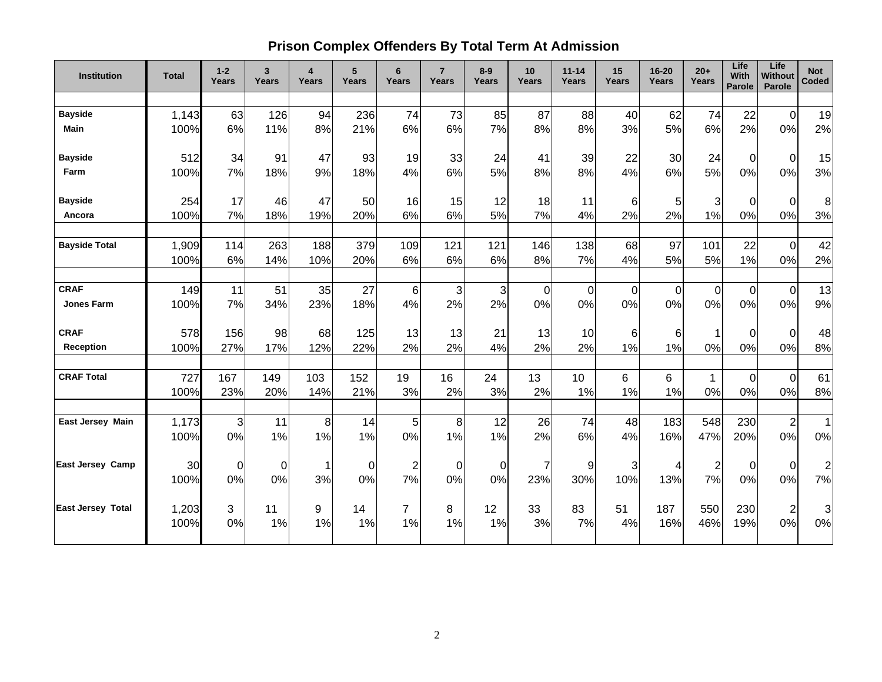## Prison Complex Offenders By Total Term At Admission

| Institution | Total | 1-2 Years | 3 Years | 4 Years | 5 Years | 6 Years | 7 Years | 8-9 Years | 10 Years | 11-14 Years | 15 Years | 16-20 Years | 20+ Years | Life With Parole | Life Without Parole | Not Coded |
|---|---|---|---|---|---|---|---|---|---|---|---|---|---|---|---|---|
| **Bayside Main** | 1,143 | 63 | 126 | 94 | 236 | 74 | 73 | 85 | 87 | 88 | 40 | 62 | 74 | 22 | 0 | 19 |
| | 100% | 6% | 11% | 8% | 21% | 6% | 6% | 7% | 8% | 8% | 3% | 5% | 6% | 2% | 0% | 2% |
| **Bayside Farm** | 512 | 34 | 91 | 47 | 93 | 19 | 33 | 24 | 41 | 39 | 22 | 30 | 24 | 0 | 0 | 15 |
| | 100% | 7% | 18% | 9% | 18% | 4% | 6% | 5% | 8% | 8% | 4% | 6% | 5% | 0% | 0% | 3% |
| **Bayside Ancora** | 254 | 17 | 46 | 47 | 50 | 16 | 15 | 12 | 18 | 11 | 6 | 5 | 3 | 0 | 0 | 8 |
| | 100% | 7% | 18% | 19% | 20% | 6% | 6% | 5% | 7% | 4% | 2% | 2% | 1% | 0% | 0% | 3% |
| **Bayside Total** | 1,909 | 114 | 263 | 188 | 379 | 109 | 121 | 121 | 146 | 138 | 68 | 97 | 101 | 22 | 0 | 42 |
| | 100% | 6% | 14% | 10% | 20% | 6% | 6% | 6% | 8% | 7% | 4% | 5% | 5% | 1% | 0% | 2% |
| **CRAF Jones Farm** | 149 | 11 | 51 | 35 | 27 | 6 | 3 | 3 | 0 | 0 | 0 | 0 | 0 | 0 | 0 | 13 |
| | 100% | 7% | 34% | 23% | 18% | 4% | 2% | 2% | 0% | 0% | 0% | 0% | 0% | 0% | 0% | 9% |
| **CRAF Reception** | 578 | 156 | 98 | 68 | 125 | 13 | 13 | 21 | 13 | 10 | 6 | 6 | 1 | 0 | 0 | 48 |
| | 100% | 27% | 17% | 12% | 22% | 2% | 2% | 4% | 2% | 2% | 1% | 1% | 0% | 0% | 0% | 8% |
| **CRAF Total** | 727 | 167 | 149 | 103 | 152 | 19 | 16 | 24 | 13 | 10 | 6 | 6 | 1 | 0 | 0 | 61 |
| | 100% | 23% | 20% | 14% | 21% | 3% | 2% | 3% | 2% | 1% | 1% | 1% | 0% | 0% | 0% | 8% |
| **East Jersey Main** | 1,173 | 3 | 11 | 8 | 14 | 5 | 8 | 12 | 26 | 74 | 48 | 183 | 548 | 230 | 2 | 1 |
| | 100% | 0% | 1% | 1% | 1% | 0% | 1% | 1% | 2% | 6% | 4% | 16% | 47% | 20% | 0% | 0% |
| **East Jersey Camp** | 30 | 0 | 0 | 1 | 0 | 2 | 0 | 0 | 7 | 9 | 3 | 4 | 2 | 0 | 0 | 2 |
| | 100% | 0% | 0% | 3% | 0% | 7% | 0% | 0% | 23% | 30% | 10% | 13% | 7% | 0% | 0% | 7% |
| **East Jersey Total** | 1,203 | 3 | 11 | 9 | 14 | 7 | 8 | 12 | 33 | 83 | 51 | 187 | 550 | 230 | 2 | 3 |
| | 100% | 0% | 1% | 1% | 1% | 1% | 1% | 1% | 3% | 7% | 4% | 16% | 46% | 19% | 0% | 0% |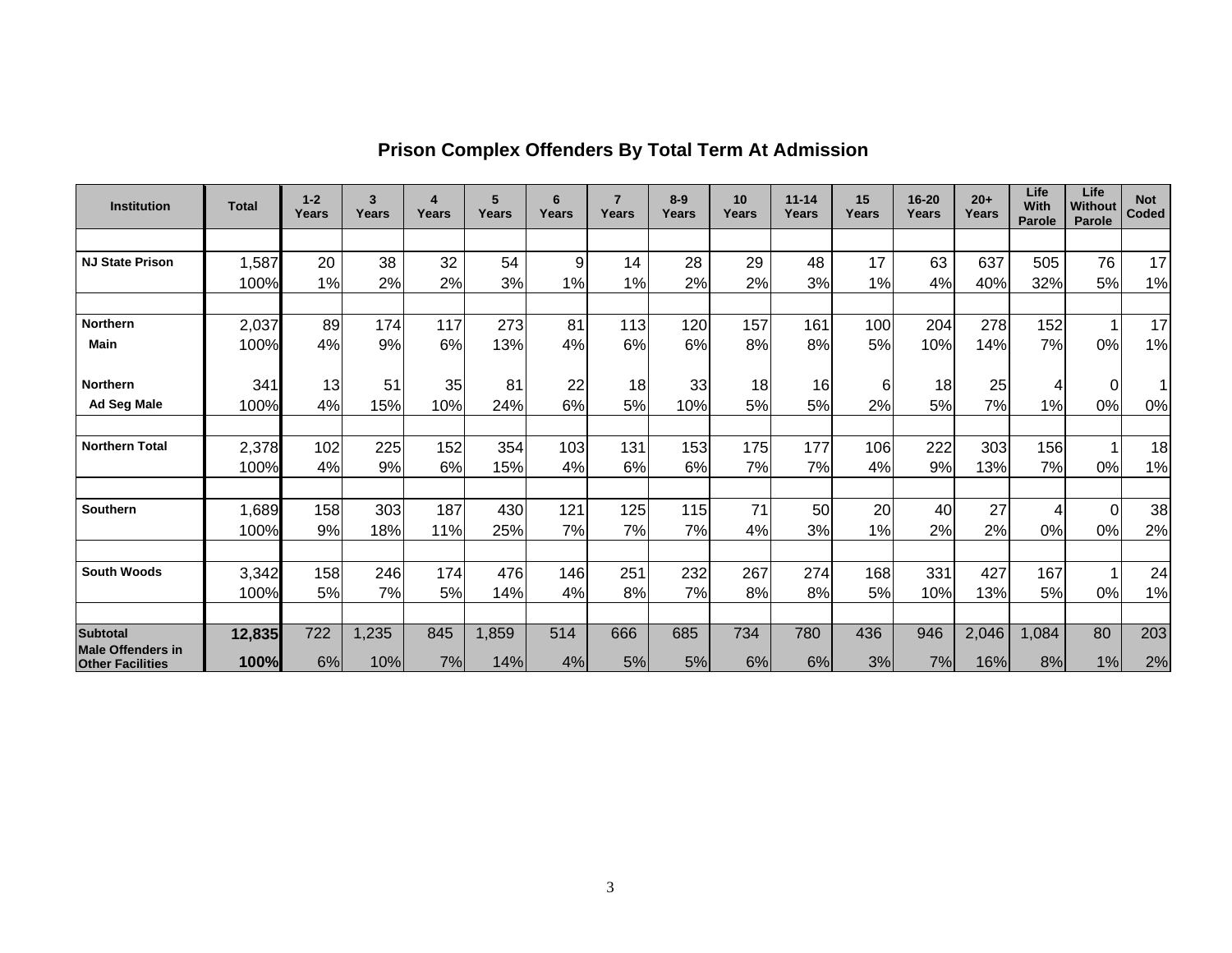## Prison Complex Offenders By Total Term At Admission

| Institution | Total | 1-2 Years | 3 Years | 4 Years | 5 Years | 6 Years | 7 Years | 8-9 Years | 10 Years | 11-14 Years | 15 Years | 16-20 Years | 20+ Years | Life With Parole | Life Without Parole | Not Coded |
|---|---|---|---|---|---|---|---|---|---|---|---|---|---|---|---|---|
| NJ State Prison | 1,587 | 20 | 38 | 32 | 54 | 9 | 14 | 28 | 29 | 48 | 17 | 63 | 637 | 505 | 76 | 17 |
| | 100% | 1% | 2% | 2% | 3% | 1% | 1% | 2% | 2% | 3% | 1% | 4% | 40% | 32% | 5% | 1% |
| Northern Main | 2,037 | 89 | 174 | 117 | 273 | 81 | 113 | 120 | 157 | 161 | 100 | 204 | 278 | 152 | 1 | 17 |
| | 100% | 4% | 9% | 6% | 13% | 4% | 6% | 6% | 8% | 8% | 5% | 10% | 14% | 7% | 0% | 1% |
| Northern Ad Seg Male | 341 | 13 | 51 | 35 | 81 | 22 | 18 | 33 | 18 | 16 | 6 | 18 | 25 | 4 | 0 | 1 |
| | 100% | 4% | 15% | 10% | 24% | 6% | 5% | 10% | 5% | 5% | 2% | 5% | 7% | 1% | 0% | 0% |
| Northern Total | 2,378 | 102 | 225 | 152 | 354 | 103 | 131 | 153 | 175 | 177 | 106 | 222 | 303 | 156 | 1 | 18 |
| | 100% | 4% | 9% | 6% | 15% | 4% | 6% | 6% | 7% | 7% | 4% | 9% | 13% | 7% | 0% | 1% |
| Southern | 1,689 | 158 | 303 | 187 | 430 | 121 | 125 | 115 | 71 | 50 | 20 | 40 | 27 | 4 | 0 | 38 |
| | 100% | 9% | 18% | 11% | 25% | 7% | 7% | 7% | 4% | 3% | 1% | 2% | 2% | 0% | 0% | 2% |
| South Woods | 3,342 | 158 | 246 | 174 | 476 | 146 | 251 | 232 | 267 | 274 | 168 | 331 | 427 | 167 | 1 | 24 |
| | 100% | 5% | 7% | 5% | 14% | 4% | 8% | 7% | 8% | 8% | 5% | 10% | 13% | 5% | 0% | 1% |
| **Subtotal Male Offenders in Other Facilities** | **12,835** | 722 | 1,235 | 845 | 1,859 | 514 | 666 | 685 | 734 | 780 | 436 | 946 | 2,046 | 1,084 | 80 | 203 |
| | **100%** | 6% | 10% | 7% | 14% | 4% | 5% | 5% | 6% | 6% | 3% | 7% | 16% | 8% | 1% | 2% |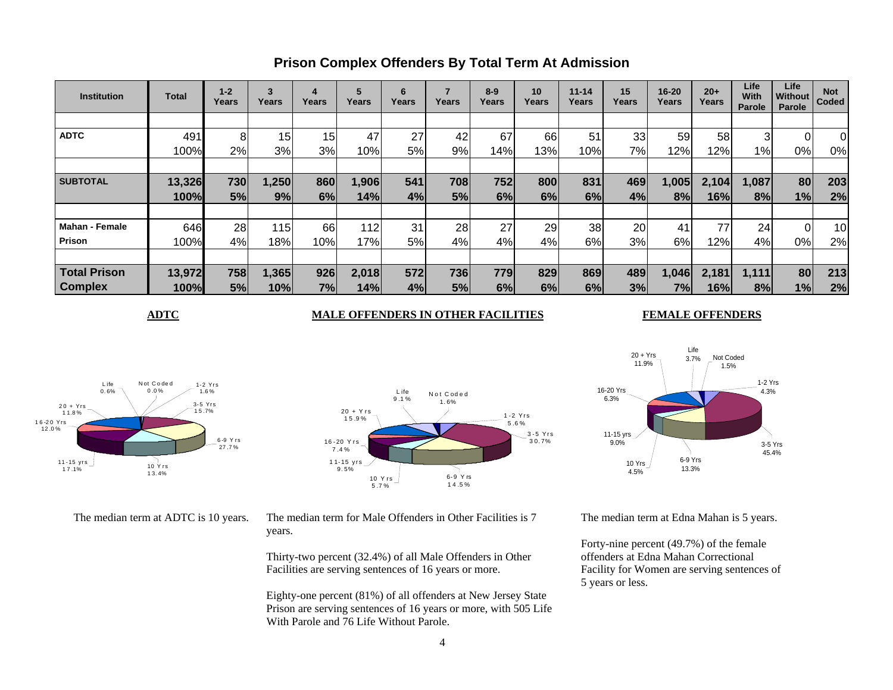# Prison Complex Offenders By Total Term At Admission

| Institution | Total | 1-2 Years | 3 Years | 4 Years | 5 Years | 6 Years | 7 Years | 8-9 Years | 10 Years | 11-14 Years | 15 Years | 16-20 Years | 20+ Years | Life With Parole | Life Without Parole | Not Coded |
|---|---|---|---|---|---|---|---|---|---|---|---|---|---|---|---|---|
| ADTC | 491 | 8 | 15 | 15 | 47 | 27 | 42 | 67 | 66 | 51 | 33 | 59 | 58 | 3 | 0 | 0 |
| | 100% | 2% | 3% | 3% | 10% | 5% | 9% | 14% | 13% | 10% | 7% | 12% | 12% | 1% | 0% | 0% |
| **SUBTOTAL** | **13,326** | **730** | **1,250** | **860** | **1,906** | **541** | **708** | **752** | **800** | **831** | **469** | **1,005** | **2,104** | **1,087** | **80** | **203** |
| | **100%** | **5%** | **9%** | **6%** | **14%** | **4%** | **5%** | **6%** | **6%** | **6%** | **4%** | **8%** | **16%** | **8%** | **1%** | **2%** |
| Mahan - Female Prison | 646 | 28 | 115 | 66 | 112 | 31 | 28 | 27 | 29 | 38 | 20 | 41 | 77 | 24 | 0 | 10 |
| | 100% | 4% | 18% | 10% | 17% | 5% | 4% | 4% | 4% | 6% | 3% | 6% | 12% | 4% | 0% | 2% |
| **Total Prison Complex** | **13,972** | **758** | **1,365** | **926** | **2,018** | **572** | **736** | **779** | **829** | **869** | **489** | **1,046** | **2,181** | **1,111** | **80** | **213** |
| | **100%** | **5%** | **10%** | **7%** | **14%** | **4%** | **5%** | **6%** | **6%** | **6%** | **3%** | **7%** | **16%** | **8%** | **1%** | **2%** |

**ADTC**

Life 0.6%
Not Coded 0.0%
1-2 Yrs 1.6%
3-5 Yrs 15.7%
6-9 Yrs 27.7%
10 Yrs 13.4%
11-15 yrs 17.1%
16-20 Yrs 12.0%
20 + Yrs 11.8%

The median term at ADTC is 10 years.

**MALE OFFENDERS IN OTHER FACILITIES**

Life 9.1%
Not Coded 1.6%
1-2 Yrs 5.6%
3-5 Yrs 30.7%
6-9 Yrs 14.5%
10 Yrs 5.7%
11-15 yrs 9.5%
16-20 Yrs 7.4%
20 + Yrs 15.9%

The median term for Male Offenders in Other Facilities is 7 years.

Thirty-two percent (32.4%) of all Male Offenders in Other Facilities are serving sentences of 16 years or more.

Eighty-one percent (81%) of all offenders at New Jersey State Prison are serving sentences of 16 years or more, with 505 Life With Parole and 76 Life Without Parole.

**FEMALE OFFENDERS**

Life 3.7%
Not Coded 1.5%
1-2 Yrs 4.3%
3-5 Yrs 45.4%
6-9 Yrs 13.3%
10 Yrs 4.5%
11-15 yrs 9.0%
16-20 Yrs 6.3%
20 + Yrs 11.9%

The median term at Edna Mahan is 5 years.

Forty-nine percent (49.7%) of the female offenders at Edna Mahan Correctional Facility for Women are serving sentences of 5 years or less.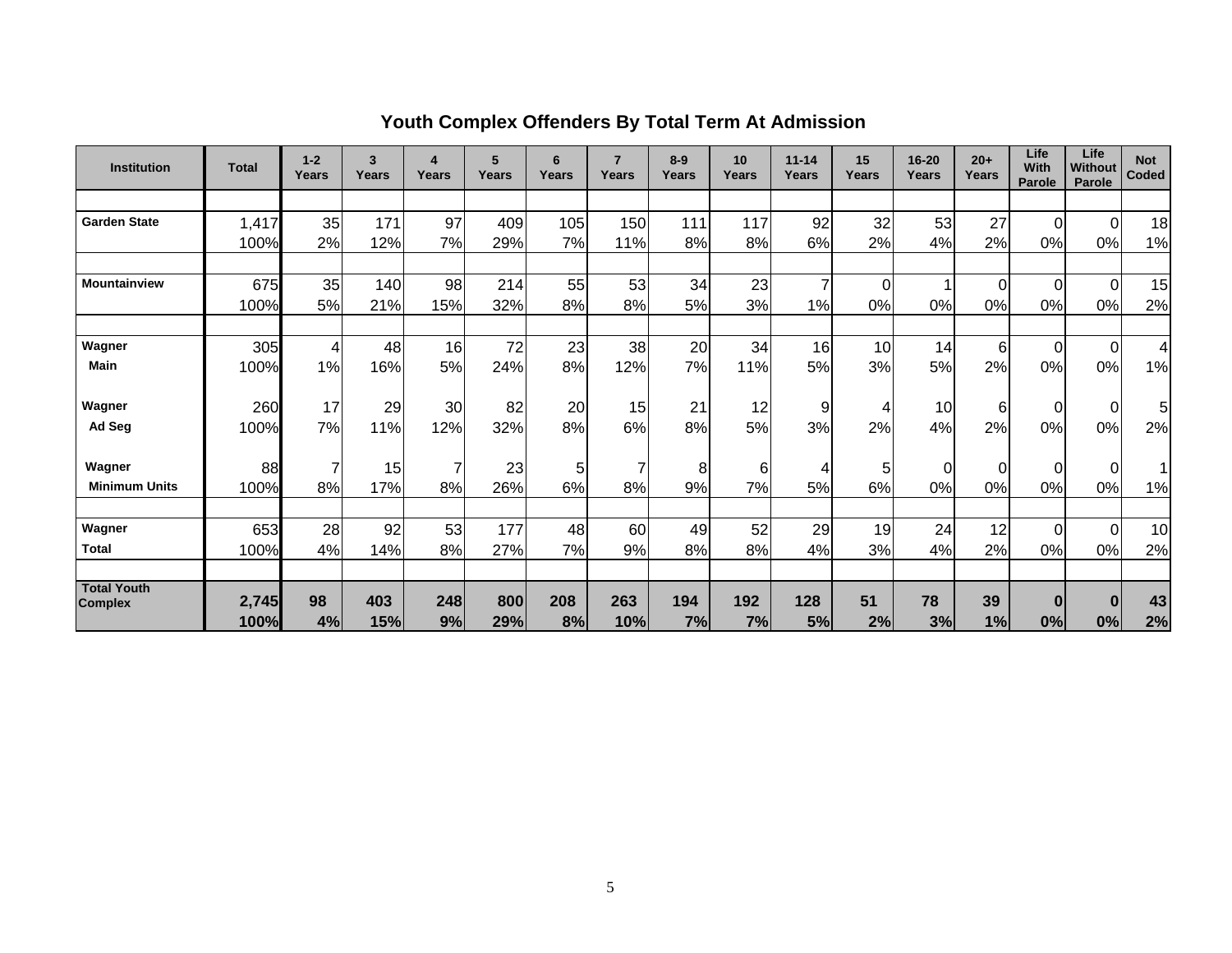## Youth Complex Offenders By Total Term At Admission

| Institution | Total | 1-2 Years | 3 Years | 4 Years | 5 Years | 6 Years | 7 Years | 8-9 Years | 10 Years | 11-14 Years | 15 Years | 16-20 Years | 20+ Years | Life With Parole | Life Without Parole | Not Coded |
|---|---|---|---|---|---|---|---|---|---|---|---|---|---|---|---|---|
| Garden State | 1,417 | 35 | 171 | 97 | 409 | 105 | 150 | 111 | 117 | 92 | 32 | 53 | 27 | 0 | 0 | 18 |
| | 100% | 2% | 12% | 7% | 29% | 7% | 11% | 8% | 8% | 6% | 2% | 4% | 2% | 0% | 0% | 1% |
| Mountainview | 675 | 35 | 140 | 98 | 214 | 55 | 53 | 34 | 23 | 7 | 0 | 1 | 0 | 0 | 0 | 15 |
| | 100% | 5% | 21% | 15% | 32% | 8% | 8% | 5% | 3% | 1% | 0% | 0% | 0% | 0% | 0% | 2% |
| Wagner Main | 305 | 4 | 48 | 16 | 72 | 23 | 38 | 20 | 34 | 16 | 10 | 14 | 6 | 0 | 0 | 4 |
| | 100% | 1% | 16% | 5% | 24% | 8% | 12% | 7% | 11% | 5% | 3% | 5% | 2% | 0% | 0% | 1% |
| Wagner Ad Seg | 260 | 17 | 29 | 30 | 82 | 20 | 15 | 21 | 12 | 9 | 4 | 10 | 6 | 0 | 0 | 5 |
| | 100% | 7% | 11% | 12% | 32% | 8% | 6% | 8% | 5% | 3% | 2% | 4% | 2% | 0% | 0% | 2% |
| Wagner Minimum Units | 88 | 7 | 15 | 7 | 23 | 5 | 7 | 8 | 6 | 4 | 5 | 0 | 0 | 0 | 0 | 1 |
| | 100% | 8% | 17% | 8% | 26% | 6% | 8% | 9% | 7% | 5% | 6% | 0% | 0% | 0% | 0% | 1% |
| Wagner Total | 653 | 28 | 92 | 53 | 177 | 48 | 60 | 49 | 52 | 29 | 19 | 24 | 12 | 0 | 0 | 10 |
| | 100% | 4% | 14% | 8% | 27% | 7% | 9% | 8% | 8% | 4% | 3% | 4% | 2% | 0% | 0% | 2% |
| **Total Youth Complex** | **2,745** | **98** | **403** | **248** | **800** | **208** | **263** | **194** | **192** | **128** | **51** | **78** | **39** | **0** | **0** | **43** |
| | **100%** | **4%** | **15%** | **9%** | **29%** | **8%** | **10%** | **7%** | **7%** | **5%** | **2%** | **3%** | **1%** | **0%** | **0%** | **2%** |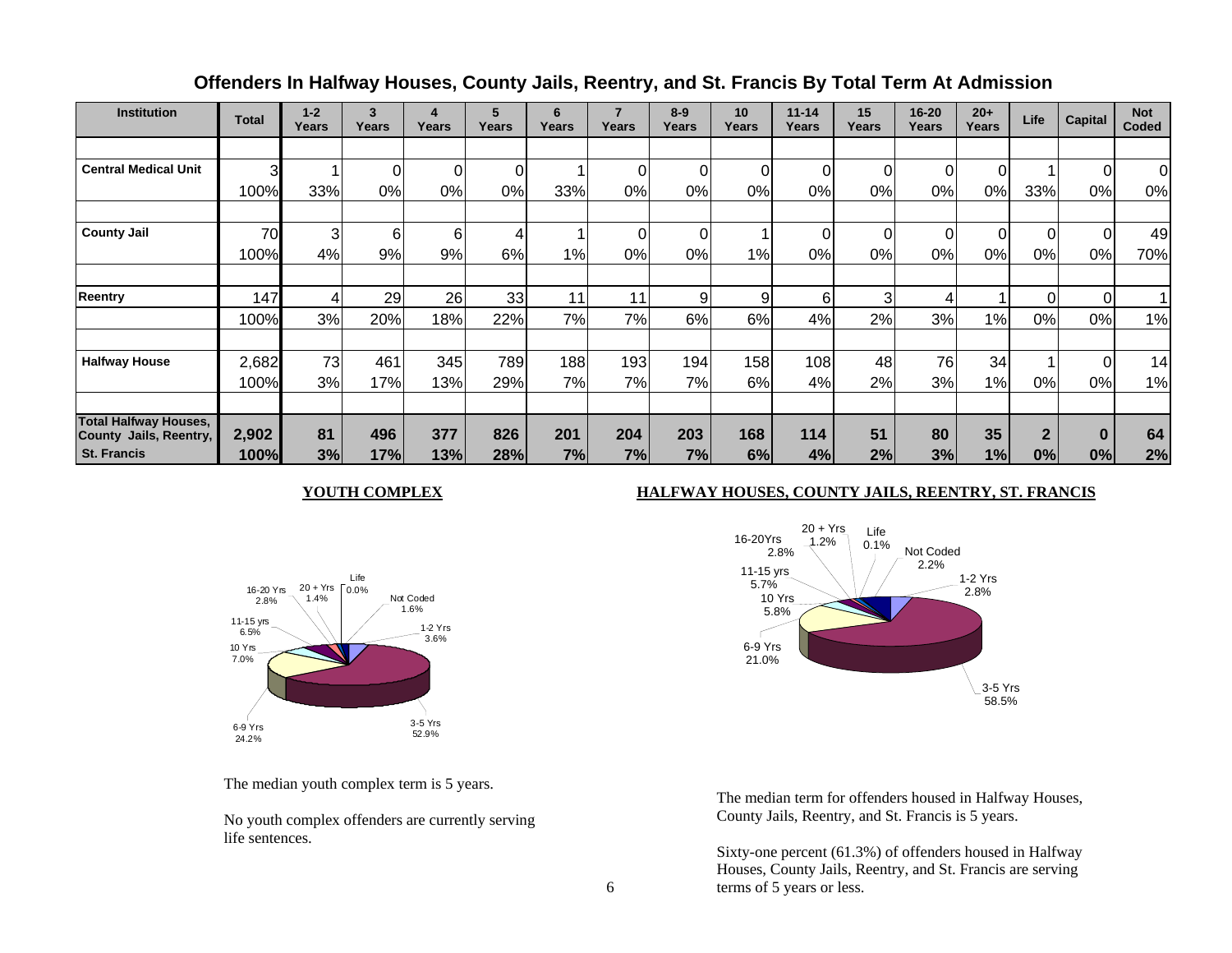## Offenders In Halfway Houses, County Jails, Reentry, and St. Francis By Total Term At Admission

| Institution | Total | 1-2 Years | 3 Years | 4 Years | 5 Years | 6 Years | 7 Years | 8-9 Years | 10 Years | 11-14 Years | 15 Years | 16-20 Years | 20+ Years | Life | Capital | Not Coded |
|---|---|---|---|---|---|---|---|---|---|---|---|---|---|---|---|---|
| Central Medical Unit | 3 | 1 | 0 | 0 | 0 | 1 | 0 | 0 | 0 | 0 | 0 | 0 | 0 | 1 | 0 | 0 |
| | 100% | 33% | 0% | 0% | 0% | 33% | 0% | 0% | 0% | 0% | 0% | 0% | 0% | 33% | 0% | 0% |
| County Jail | 70 | 3 | 6 | 6 | 4 | 1 | 0 | 0 | 1 | 0 | 0 | 0 | 0 | 0 | 0 | 49 |
| | 100% | 4% | 9% | 9% | 6% | 1% | 0% | 0% | 1% | 0% | 0% | 0% | 0% | 0% | 0% | 70% |
| Reentry | 147 | 4 | 29 | 26 | 33 | 11 | 11 | 9 | 9 | 6 | 3 | 4 | 1 | 0 | 0 | 1 |
| | 100% | 3% | 20% | 18% | 22% | 7% | 7% | 6% | 6% | 4% | 2% | 3% | 1% | 0% | 0% | 1% |
| Halfway House | 2,682 | 73 | 461 | 345 | 789 | 188 | 193 | 194 | 158 | 108 | 48 | 76 | 34 | 1 | 0 | 14 |
| | 100% | 3% | 17% | 13% | 29% | 7% | 7% | 7% | 6% | 4% | 2% | 3% | 1% | 0% | 0% | 1% |
| **Total Halfway Houses, County Jails, Reentry, St. Francis** | **2,902** | **81** | **496** | **377** | **826** | **201** | **204** | **203** | **168** | **114** | **51** | **80** | **35** | **2** | **0** | **64** |
| | **100%** | **3%** | **17%** | **13%** | **28%** | **7%** | **7%** | **7%** | **6%** | **4%** | **2%** | **3%** | **1%** | **0%** | **0%** | **2%** |

### YOUTH COMPLEX

16-20 Yrs 2.8%
20 + Yrs 1.4%
Life 0.0%
Not Coded 1.6%
1-2 Yrs 3.6%
11-15 yrs 6.5%
10 Yrs 7.0%
6-9 Yrs 24.2%
3-5 Yrs 52.9%

The median youth complex term is 5 years.

No youth complex offenders are currently serving life sentences.

### HALFWAY HOUSES, COUNTY JAILS, REENTRY, ST. FRANCIS

20 + Yrs 1.2%
Life 0.1%
16-20Yrs 2.8%
Not Coded 2.2%
11-15 yrs 5.7%
1-2 Yrs 2.8%
10 Yrs 5.8%
6-9 Yrs 21.0%
3-5 Yrs 58.5%

The median term for offenders housed in Halfway Houses, County Jails, Reentry, and St. Francis is 5 years.

Sixty-one percent (61.3%) of offenders housed in Halfway Houses, County Jails, Reentry, and St. Francis are serving terms of 5 years or less.